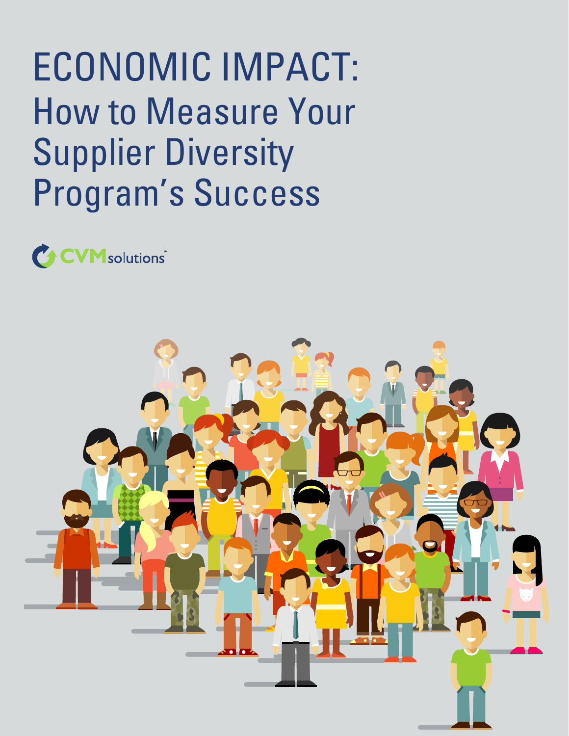# ECONOMIC IMPACT:

## How to Measure Your Supplier Diversity Program's Success

CVMsolutions™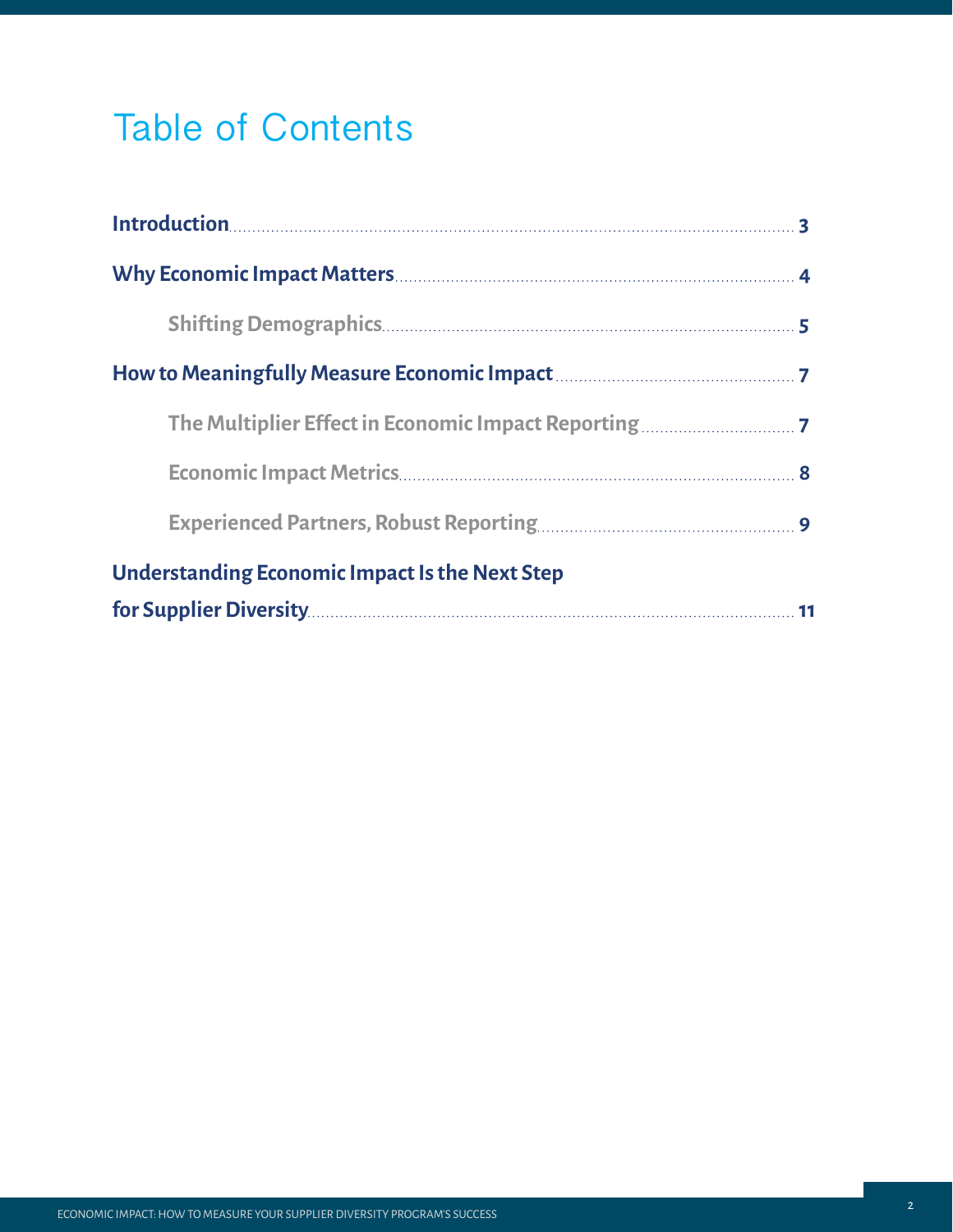# Table of Contents

- **Introduction** ..... 3
- **Why Economic Impact Matters** ..... 4
    - **Shifting Demographics** ..... 5
- **How to Meaningfully Measure Economic Impact** ..... 7
    - **The Multiplier Effect in Economic Impact Reporting** ..... 7
    - **Economic Impact Metrics** ..... 8
    - **Experienced Partners, Robust Reporting** ..... 9
- **Understanding Economic Impact Is the Next Step for Supplier Diversity** ..... 11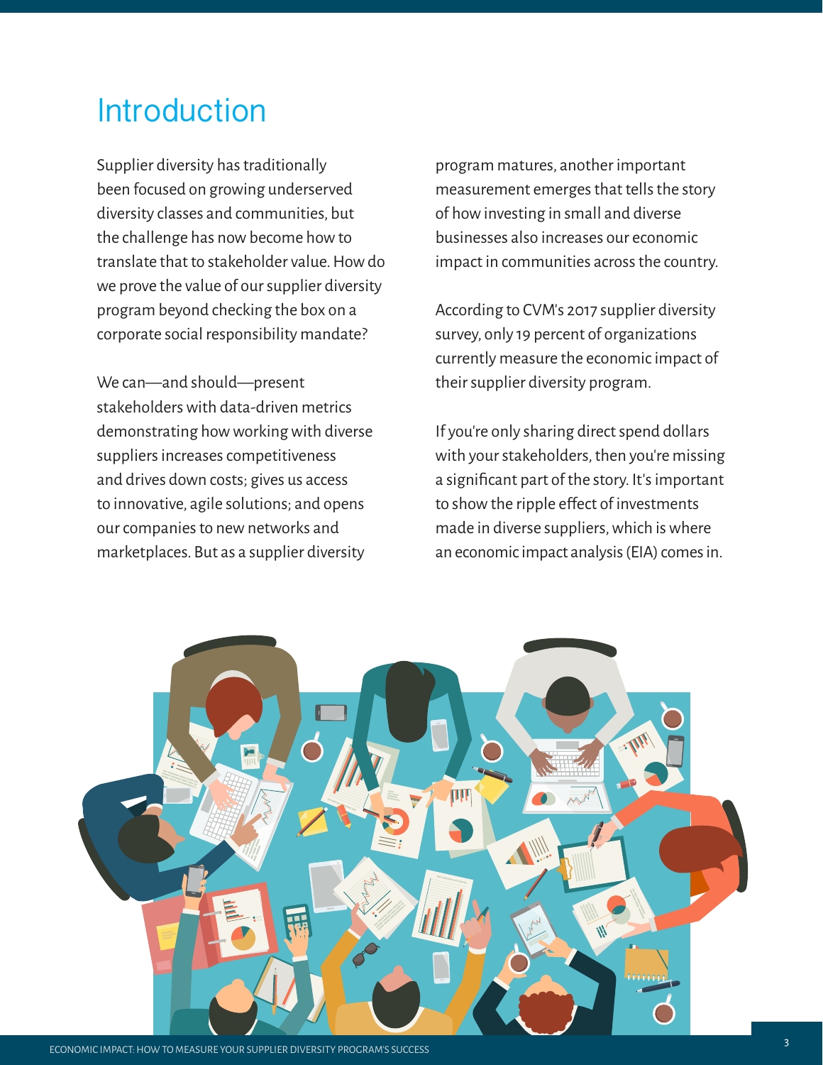# Introduction

Supplier diversity has traditionally been focused on growing underserved diversity classes and communities, but the challenge has now become how to translate that to stakeholder value. How do we prove the value of our supplier diversity program beyond checking the box on a corporate social responsibility mandate?

We can—and should—present stakeholders with data-driven metrics demonstrating how working with diverse suppliers increases competitiveness and drives down costs; gives us access to innovative, agile solutions; and opens our companies to new networks and marketplaces. But as a supplier diversity program matures, another important measurement emerges that tells the story of how investing in small and diverse businesses also increases our economic impact in communities across the country.

According to CVM's 2017 supplier diversity survey, only 19 percent of organizations currently measure the economic impact of their supplier diversity program.

If you're only sharing direct spend dollars with your stakeholders, then you're missing a significant part of the story. It's important to show the ripple effect of investments made in diverse suppliers, which is where an economic impact analysis (EIA) comes in.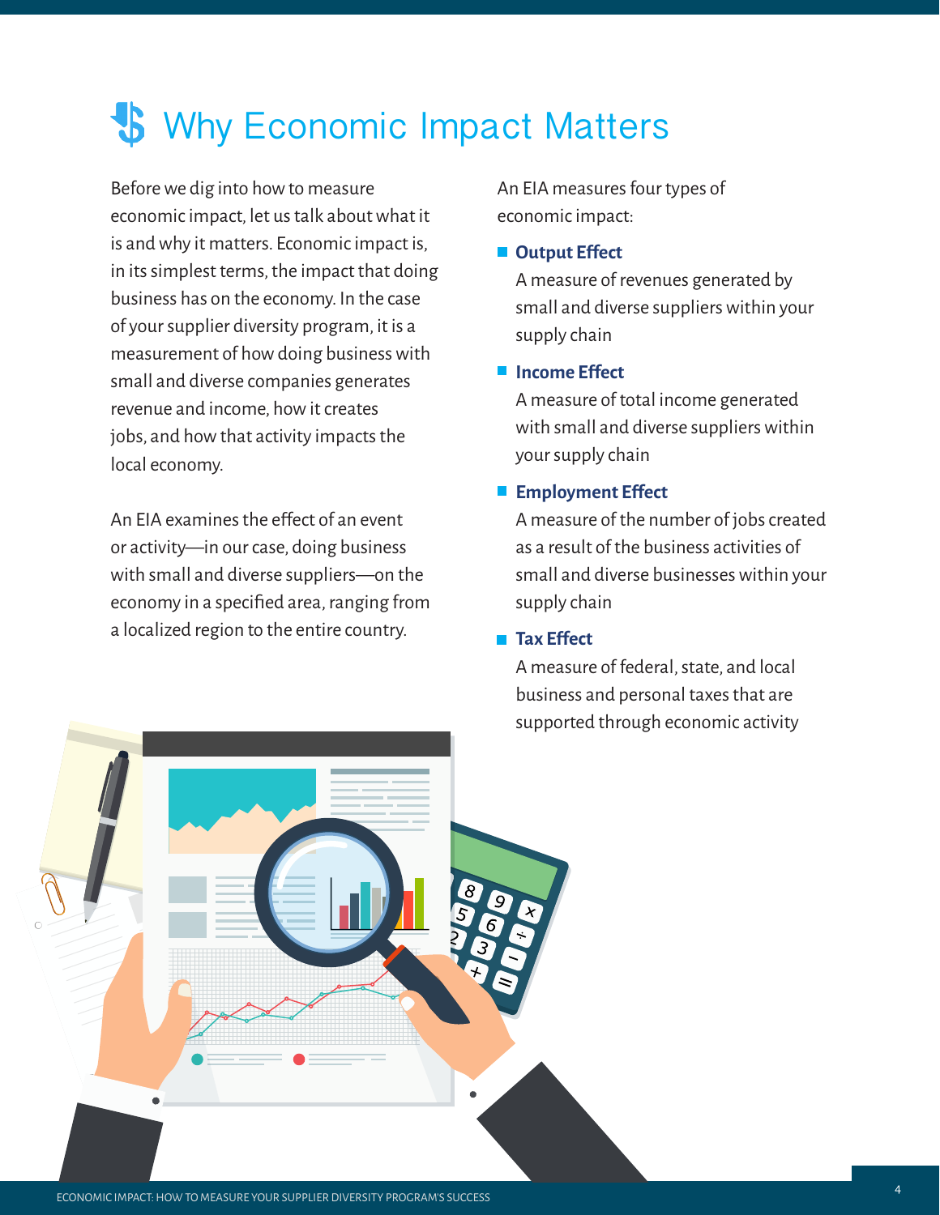# Why Economic Impact Matters

Before we dig into how to measure economic impact, let us talk about what it is and why it matters. Economic impact is, in its simplest terms, the impact that doing business has on the economy. In the case of your supplier diversity program, it is a measurement of how doing business with small and diverse companies generates revenue and income, how it creates jobs, and how that activity impacts the local economy.

An EIA examines the effect of an event or activity—in our case, doing business with small and diverse suppliers—on the economy in a specified area, ranging from a localized region to the entire country.

An EIA measures four types of economic impact:

- **Output Effect**
  A measure of revenues generated by small and diverse suppliers within your supply chain
- **Income Effect**
  A measure of total income generated with small and diverse suppliers within your supply chain
- **Employment Effect**
  A measure of the number of jobs created as a result of the business activities of small and diverse businesses within your supply chain
- **Tax Effect**
  A measure of federal, state, and local business and personal taxes that are supported through economic activity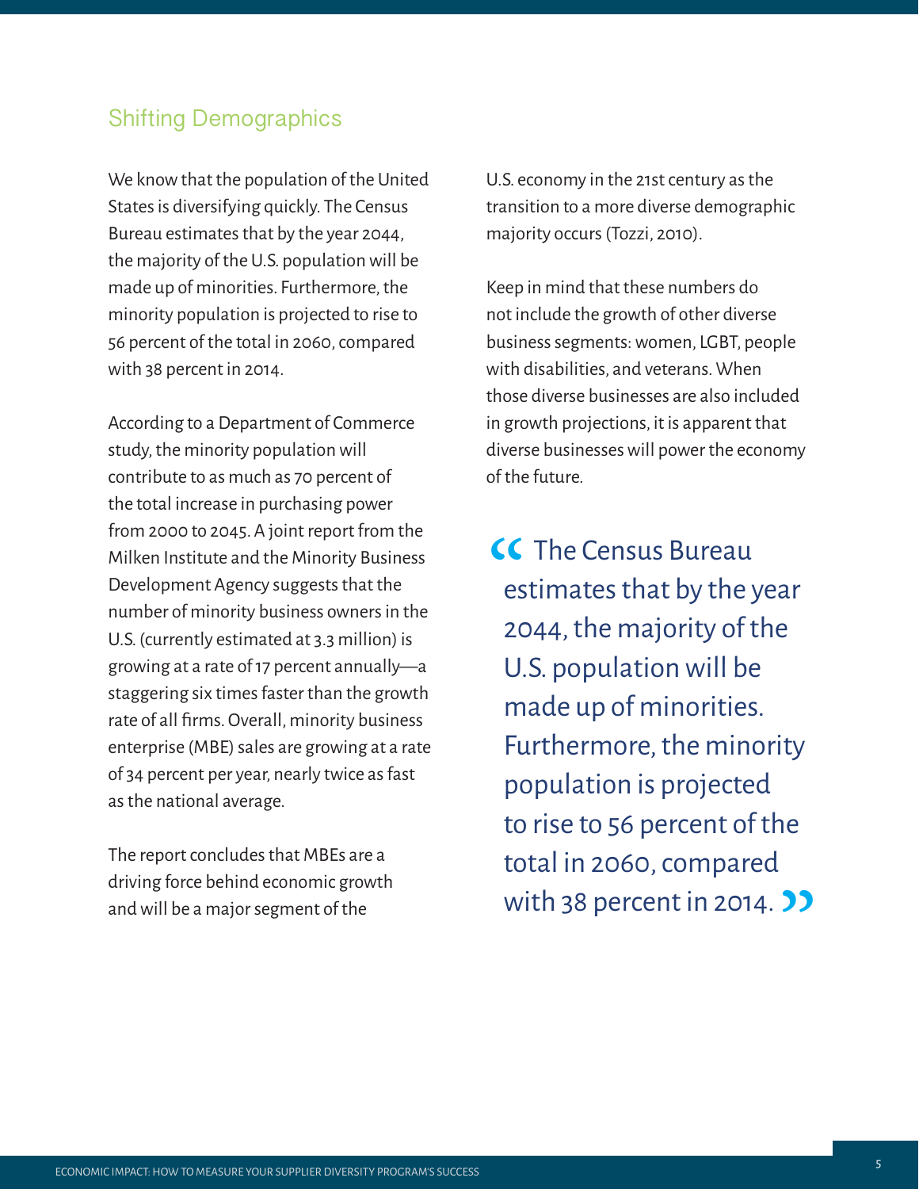## Shifting Demographics

We know that the population of the United States is diversifying quickly. The Census Bureau estimates that by the year 2044, the majority of the U.S. population will be made up of minorities. Furthermore, the minority population is projected to rise to 56 percent of the total in 2060, compared with 38 percent in 2014.

According to a Department of Commerce study, the minority population will contribute to as much as 70 percent of the total increase in purchasing power from 2000 to 2045. A joint report from the Milken Institute and the Minority Business Development Agency suggests that the number of minority business owners in the U.S. (currently estimated at 3.3 million) is growing at a rate of 17 percent annually—a staggering six times faster than the growth rate of all firms. Overall, minority business enterprise (MBE) sales are growing at a rate of 34 percent per year, nearly twice as fast as the national average.

The report concludes that MBEs are a driving force behind economic growth and will be a major segment of the U.S. economy in the 21st century as the transition to a more diverse demographic majority occurs (Tozzi, 2010).

Keep in mind that these numbers do not include the growth of other diverse business segments: women, LGBT, people with disabilities, and veterans. When those diverse businesses are also included in growth projections, it is apparent that diverse businesses will power the economy of the future.

> "The Census Bureau estimates that by the year 2044, the majority of the U.S. population will be made up of minorities. Furthermore, the minority population is projected to rise to 56 percent of the total in 2060, compared with 38 percent in 2014."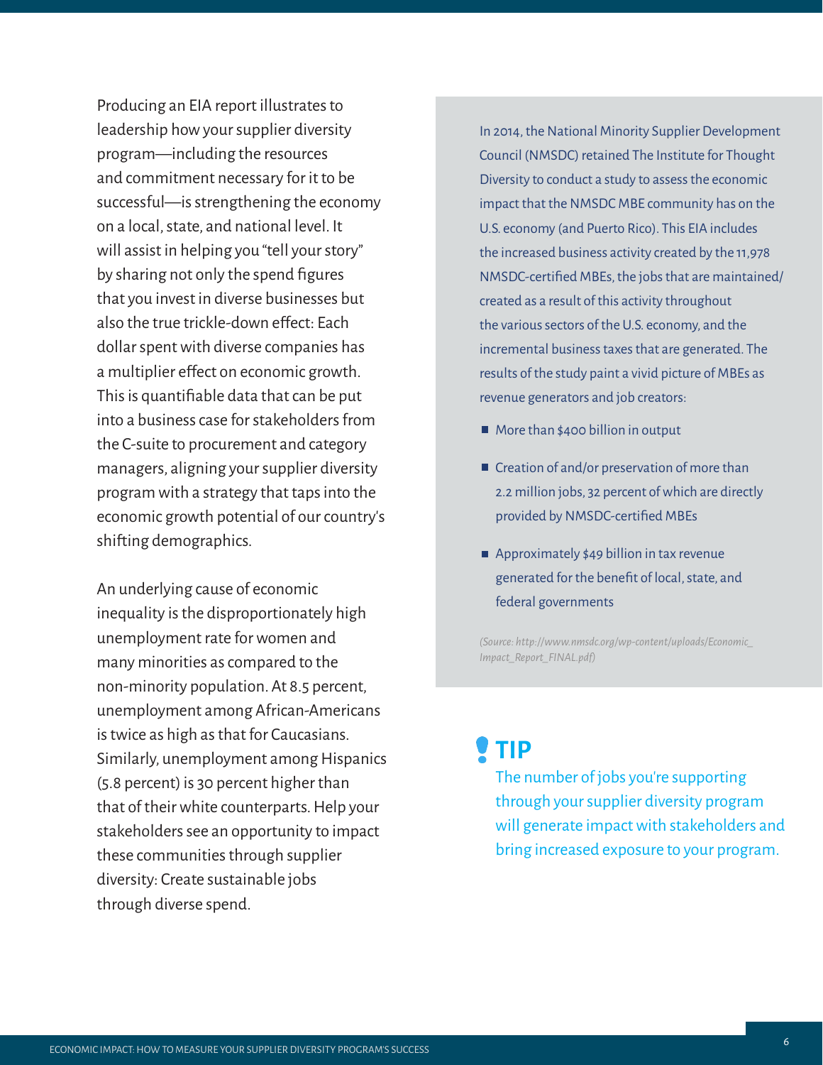Producing an EIA report illustrates to leadership how your supplier diversity program—including the resources and commitment necessary for it to be successful—is strengthening the economy on a local, state, and national level. It will assist in helping you "tell your story" by sharing not only the spend figures that you invest in diverse businesses but also the true trickle-down effect: Each dollar spent with diverse companies has a multiplier effect on economic growth. This is quantifiable data that can be put into a business case for stakeholders from the C-suite to procurement and category managers, aligning your supplier diversity program with a strategy that taps into the economic growth potential of our country's shifting demographics.

An underlying cause of economic inequality is the disproportionately high unemployment rate for women and many minorities as compared to the non-minority population. At 8.5 percent, unemployment among African-Americans is twice as high as that for Caucasians. Similarly, unemployment among Hispanics (5.8 percent) is 30 percent higher than that of their white counterparts. Help your stakeholders see an opportunity to impact these communities through supplier diversity: Create sustainable jobs through diverse spend.

In 2014, the National Minority Supplier Development Council (NMSDC) retained The Institute for Thought Diversity to conduct a study to assess the economic impact that the NMSDC MBE community has on the U.S. economy (and Puerto Rico). This EIA includes the increased business activity created by the 11,978 NMSDC-certified MBEs, the jobs that are maintained/created as a result of this activity throughout the various sectors of the U.S. economy, and the incremental business taxes that are generated. The results of the study paint a vivid picture of MBEs as revenue generators and job creators:

- More than $400 billion in output
- Creation of and/or preservation of more than 2.2 million jobs, 32 percent of which are directly provided by NMSDC-certified MBEs
- Approximately $49 billion in tax revenue generated for the benefit of local, state, and federal governments

*(Source: http://www.nmsdc.org/wp-content/uploads/Economic_Impact_Report_FINAL.pdf)*

## TIP

The number of jobs you're supporting through your supplier diversity program will generate impact with stakeholders and bring increased exposure to your program.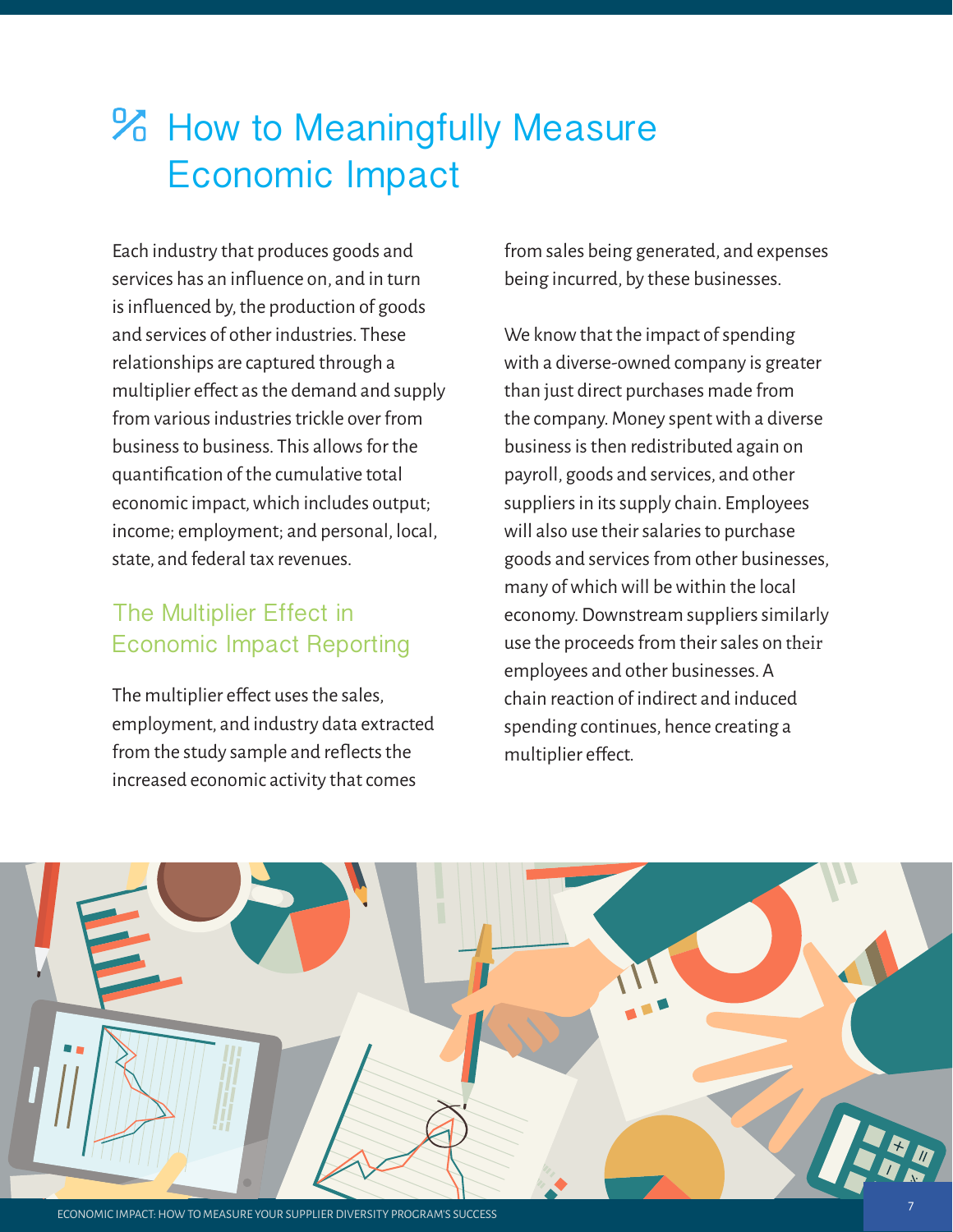# How to Meaningfully Measure Economic Impact

Each industry that produces goods and services has an influence on, and in turn is influenced by, the production of goods and services of other industries. These relationships are captured through a multiplier effect as the demand and supply from various industries trickle over from business to business. This allows for the quantification of the cumulative total economic impact, which includes output; income; employment; and personal, local, state, and federal tax revenues.

## The Multiplier Effect in Economic Impact Reporting

The multiplier effect uses the sales, employment, and industry data extracted from the study sample and reflects the increased economic activity that comes from sales being generated, and expenses being incurred, by these businesses.

We know that the impact of spending with a diverse-owned company is greater than just direct purchases made from the company. Money spent with a diverse business is then redistributed again on payroll, goods and services, and other suppliers in its supply chain. Employees will also use their salaries to purchase goods and services from other businesses, many of which will be within the local economy. Downstream suppliers similarly use the proceeds from their sales on their employees and other businesses. A chain reaction of indirect and induced spending continues, hence creating a multiplier effect.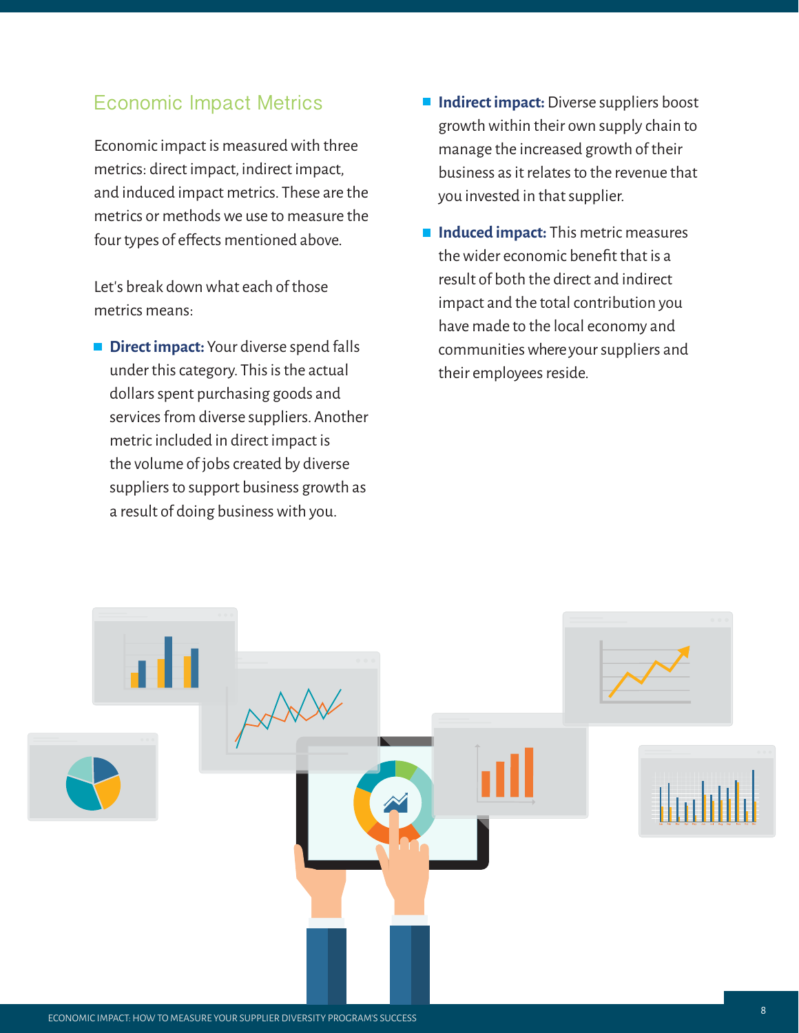## Economic Impact Metrics

Economic impact is measured with three metrics: direct impact, indirect impact, and induced impact metrics. These are the metrics or methods we use to measure the four types of effects mentioned above.

Let's break down what each of those metrics means:

- **Direct impact:** Your diverse spend falls under this category. This is the actual dollars spent purchasing goods and services from diverse suppliers. Another metric included in direct impact is the volume of jobs created by diverse suppliers to support business growth as a result of doing business with you.
- **Indirect impact:** Diverse suppliers boost growth within their own supply chain to manage the increased growth of their business as it relates to the revenue that you invested in that supplier.
- **Induced impact:** This metric measures the wider economic benefit that is a result of both the direct and indirect impact and the total contribution you have made to the local economy and communities where your suppliers and their employees reside.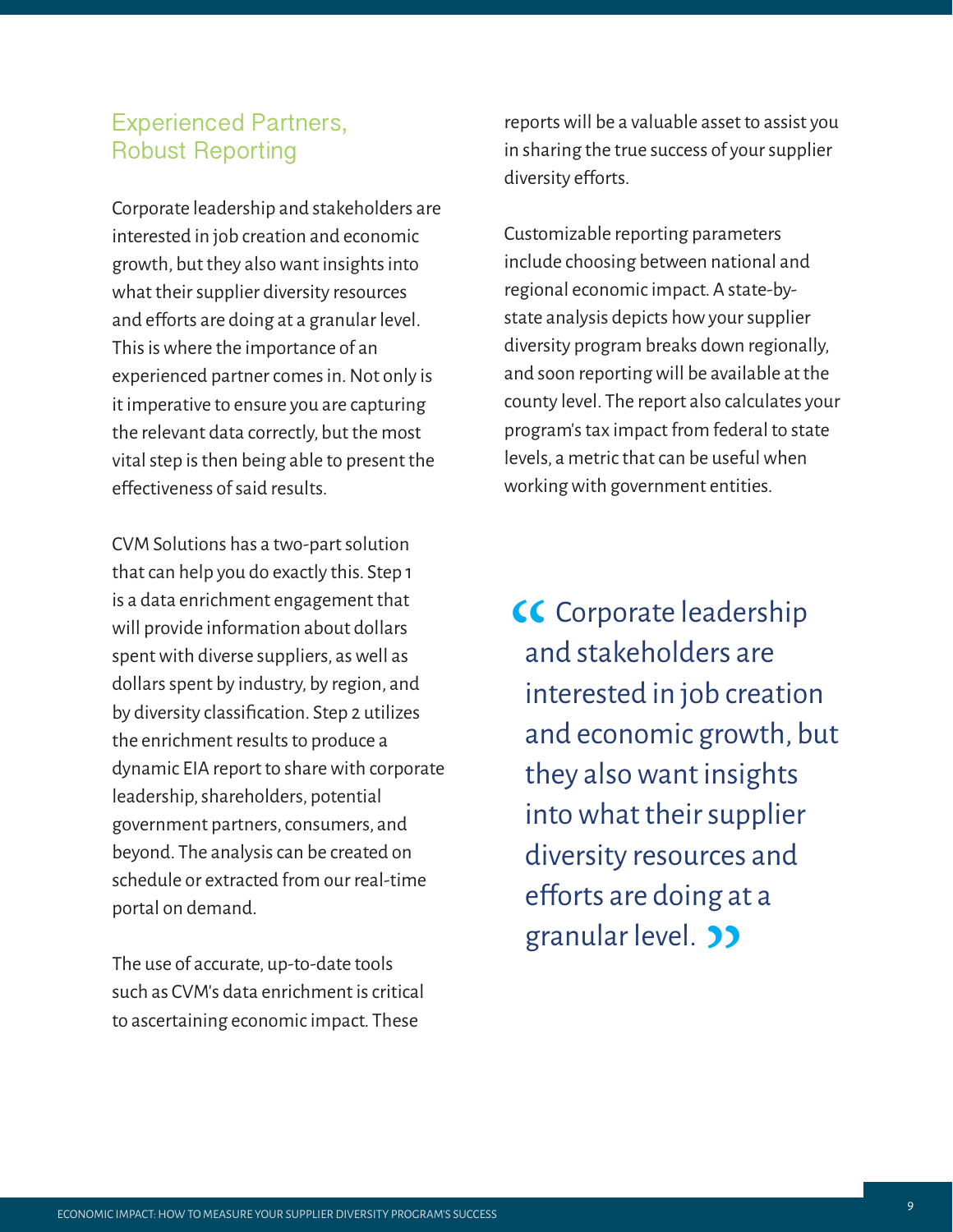## Experienced Partners, Robust Reporting

Corporate leadership and stakeholders are interested in job creation and economic growth, but they also want insights into what their supplier diversity resources and efforts are doing at a granular level. This is where the importance of an experienced partner comes in. Not only is it imperative to ensure you are capturing the relevant data correctly, but the most vital step is then being able to present the effectiveness of said results.

CVM Solutions has a two-part solution that can help you do exactly this. Step 1 is a data enrichment engagement that will provide information about dollars spent with diverse suppliers, as well as dollars spent by industry, by region, and by diversity classification. Step 2 utilizes the enrichment results to produce a dynamic EIA report to share with corporate leadership, shareholders, potential government partners, consumers, and beyond. The analysis can be created on schedule or extracted from our real-time portal on demand.

The use of accurate, up-to-date tools such as CVM's data enrichment is critical to ascertaining economic impact. These reports will be a valuable asset to assist you in sharing the true success of your supplier diversity efforts.

Customizable reporting parameters include choosing between national and regional economic impact. A state-by-state analysis depicts how your supplier diversity program breaks down regionally, and soon reporting will be available at the county level. The report also calculates your program's tax impact from federal to state levels, a metric that can be useful when working with government entities.

> “Corporate leadership and stakeholders are interested in job creation and economic growth, but they also want insights into what their supplier diversity resources and efforts are doing at a granular level.”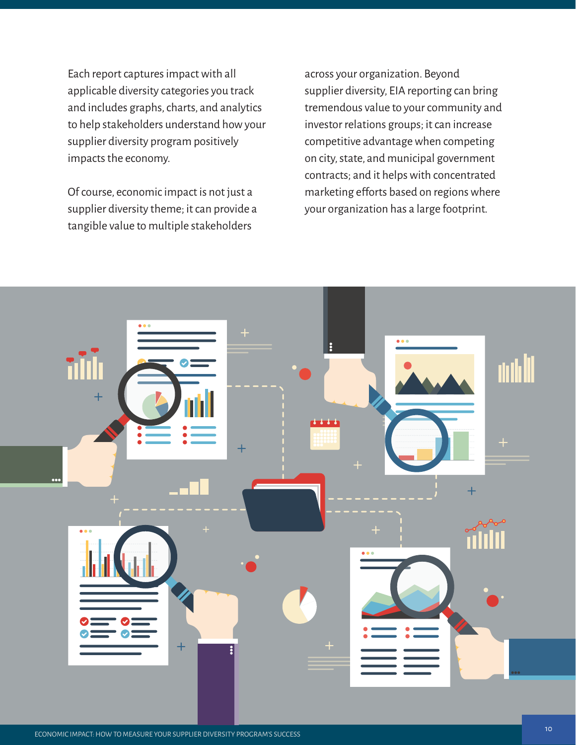Each report captures impact with all applicable diversity categories you track and includes graphs, charts, and analytics to help stakeholders understand how your supplier diversity program positively impacts the economy.

Of course, economic impact is not just a supplier diversity theme; it can provide a tangible value to multiple stakeholders across your organization. Beyond supplier diversity, EIA reporting can bring tremendous value to your community and investor relations groups; it can increase competitive advantage when competing on city, state, and municipal government contracts; and it helps with concentrated marketing efforts based on regions where your organization has a large footprint.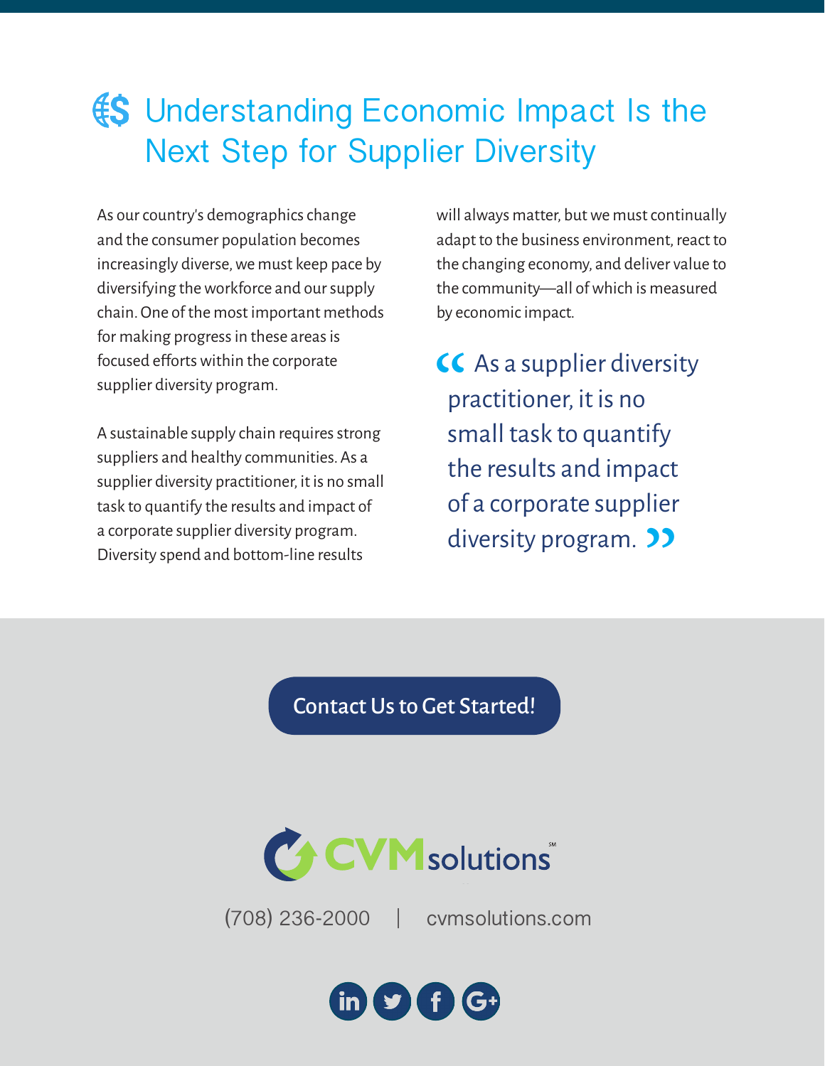# Understanding Economic Impact Is the Next Step for Supplier Diversity

As our country's demographics change and the consumer population becomes increasingly diverse, we must keep pace by diversifying the workforce and our supply chain. One of the most important methods for making progress in these areas is focused efforts within the corporate supplier diversity program.

A sustainable supply chain requires strong suppliers and healthy communities. As a supplier diversity practitioner, it is no small task to quantify the results and impact of a corporate supplier diversity program. Diversity spend and bottom-line results will always matter, but we must continually adapt to the business environment, react to the changing economy, and deliver value to the community—all of which is measured by economic impact.

> "As a supplier diversity practitioner, it is no small task to quantify the results and impact of a corporate supplier diversity program."

**Contact Us to Get Started!**

CVMsolutions℠

(708) 236-2000 | cvmsolutions.com